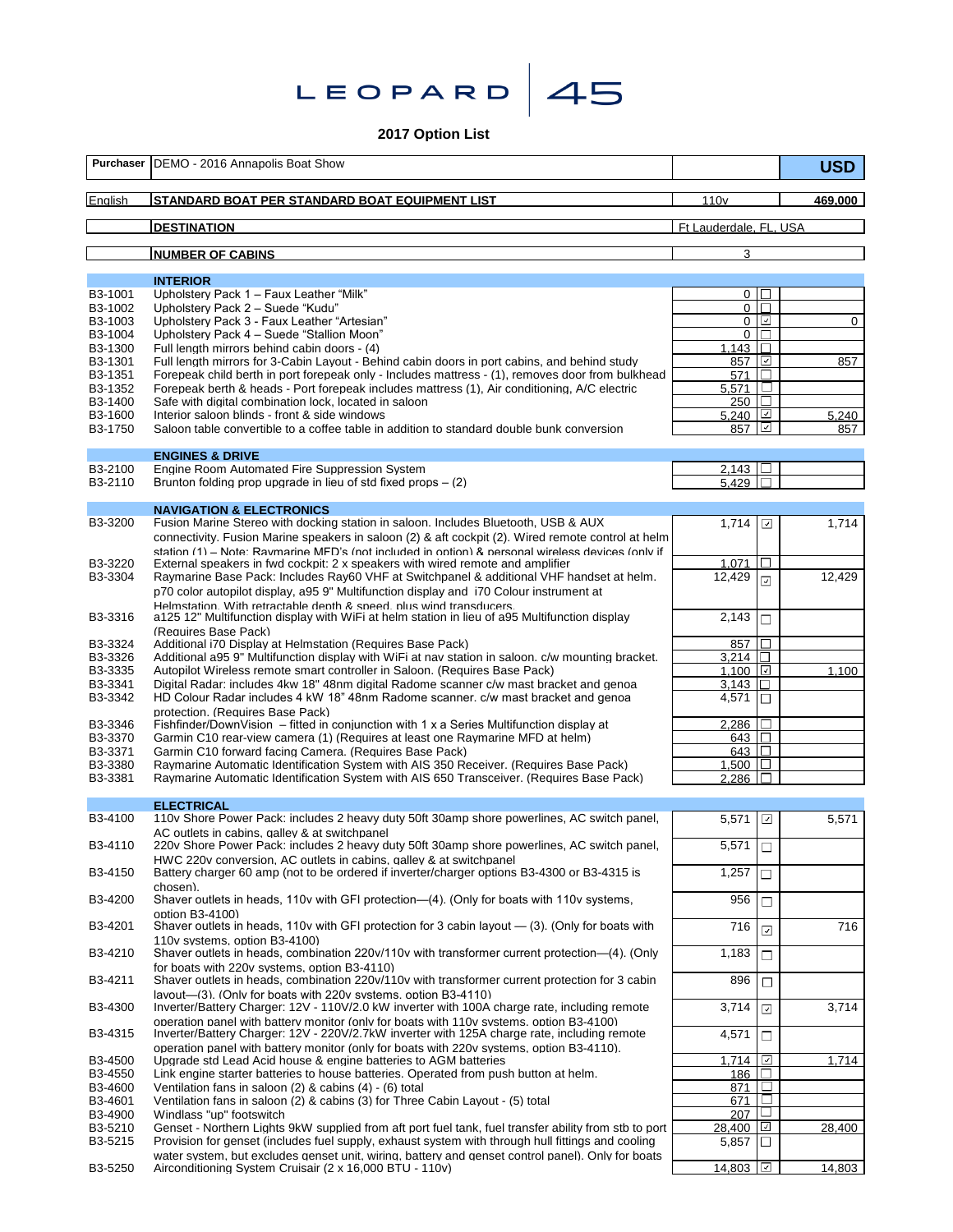# LEOPARD 45

## 2017 Option List

| Code | Description | Price | Selected | Amount |
|---|---|---|---|---|
| **Purchaser** | DEMO - 2016 Annapolis Boat Show | | | **USD** |
| English | **STANDARD BOAT PER STANDARD BOAT EQUIPMENT LIST** | 110v | | 469,000 |
| | **DESTINATION** | Ft Lauderdale, FL, USA | | |
| | **NUMBER OF CABINS** | 3 | | |
| | **INTERIOR** | | | |
| B3-1001 | Upholstery Pack 1 – Faux Leather "Milk" | 0 | ☐ | |
| B3-1002 | Upholstery Pack 2 – Suede "Kudu" | 0 | ☐ | |
| B3-1003 | Upholstery Pack 3 - Faux Leather "Artesian" | 0 | ☑ | 0 |
| B3-1004 | Upholstery Pack 4 – Suede "Stallion Moon" | 0 | ☐ | |
| B3-1300 | Full length mirrors behind cabin doors - (4) | 1,143 | ☐ | |
| B3-1301 | Full length mirrors for 3-Cabin Layout - Behind cabin doors in port cabins, and behind study | 857 | ☑ | 857 |
| B3-1351 | Forepeak child berth in port forepeak only - Includes mattress - (1), removes door from bulkhead | 571 | ☐ | |
| B3-1352 | Forepeak berth & heads - Port forepeak includes mattress (1), Air conditioning, A/C electric | 5,571 | ☐ | |
| B3-1400 | Safe with digital combination lock, located in saloon | 250 | ☐ | |
| B3-1600 | Interior saloon blinds - front & side windows | 5,240 | ☑ | 5,240 |
| B3-1750 | Saloon table convertible to a coffee table in addition to standard double bunk conversion | 857 | ☑ | 857 |
| | **ENGINES & DRIVE** | | | |
| B3-2100 | Engine Room Automated Fire Suppression System | 2,143 | ☐ | |
| B3-2110 | Brunton folding prop upgrade in lieu of std fixed props – (2) | 5,429 | ☐ | |
| | **NAVIGATION & ELECTRONICS** | | | |
| B3-3200 | Fusion Marine Stereo with docking station in saloon. Includes Bluetooth, USB & AUX connectivity. Fusion Marine speakers in saloon (2) & aft cockpit (2). Wired remote control at helm station (1) – Note: Raymarine MFD's (not included in option) & personal wireless devices (only if | 1,714 | ☑ | 1,714 |
| B3-3220 | External speakers in fwd cockpit: 2 x speakers with wired remote and amplifier | 1,071 | ☐ | |
| B3-3304 | Raymarine Base Pack: Includes Ray60 VHF at Switchpanel & additional VHF handset at helm. p70 color autopilot display, a95 9" Multifunction display and i70 Colour instrument at Helmstation. With retractable depth & speed, plus wind transducers. | 12,429 | ☑ | 12,429 |
| B3-3316 | a125 12" Multifunction display with WiFi at helm station in lieu of a95 Multifunction display (Requires Base Pack) | 2,143 | ☐ | |
| B3-3324 | Additional i70 Display at Helmstation (Requires Base Pack) | 857 | ☐ | |
| B3-3326 | Additional a95 9" Multifunction display with WiFi at nav station in saloon. c/w mounting bracket. | 3,214 | ☐ | |
| B3-3335 | Autopilot Wireless remote smart controller in Saloon. (Requires Base Pack) | 1,100 | ☑ | 1,100 |
| B3-3341 | Digital Radar: includes 4kw 18" 48nm digital Radome scanner c/w mast bracket and genoa | 3,143 | ☐ | |
| B3-3342 | HD Colour Radar includes 4 kW 18" 48nm Radome scanner. c/w mast bracket and genoa protection. (Requires Base Pack) | 4,571 | ☐ | |
| B3-3346 | Fishfinder/DownVision – fitted in conjunction with 1 x a Series Multifunction display at | 2,286 | ☐ | |
| B3-3370 | Garmin C10 rear-view camera (1) (Requires at least one Raymarine MFD at helm) | 643 | ☐ | |
| B3-3371 | Garmin C10 forward facing Camera. (Requires Base Pack) | 643 | ☐ | |
| B3-3380 | Raymarine Automatic Identification System with AIS 350 Receiver. (Requires Base Pack) | 1,500 | ☐ | |
| B3-3381 | Raymarine Automatic Identification System with AIS 650 Transceiver. (Requires Base Pack) | 2,286 | ☐ | |
| | **ELECTRICAL** | | | |
| B3-4100 | 110v Shore Power Pack: includes 2 heavy duty 50ft 30amp shore powerlines, AC switch panel, AC outlets in cabins, galley & at switchpanel | 5,571 | ☑ | 5,571 |
| B3-4110 | 220v Shore Power Pack: includes 2 heavy duty 50ft 30amp shore powerlines, AC switch panel, HWC 220v conversion, AC outlets in cabins, galley & at switchpanel | 5,571 | ☐ | |
| B3-4150 | Battery charger 60 amp (not to be ordered if inverter/charger options B3-4300 or B3-4315 is chosen). | 1,257 | ☐ | |
| B3-4200 | Shaver outlets in heads, 110v with GFI protection—(4). (Only for boats with 110v systems, option B3-4100) | 956 | ☐ | |
| B3-4201 | Shaver outlets in heads, 110v with GFI protection for 3 cabin layout — (3). (Only for boats with 110v systems, option B3-4100) | 716 | ☑ | 716 |
| B3-4210 | Shaver outlets in heads, combination 220v/110v with transformer current protection—(4). (Only for boats with 220v systems, option B3-4110) | 1,183 | ☐ | |
| B3-4211 | Shaver outlets in heads, combination 220v/110v with transformer current protection for 3 cabin layout—(3). (Only for boats with 220v systems, option B3-4110) | 896 | ☐ | |
| B3-4300 | Inverter/Battery Charger: 12V - 110V/2.0 kW inverter with 100A charge rate, including remote operation panel with battery monitor (only for boats with 110v systems, option B3-4100) | 3,714 | ☑ | 3,714 |
| B3-4315 | Inverter/Battery Charger: 12V - 220V/2.7kW inverter with 125A charge rate, including remote operation panel with battery monitor (only for boats with 220v systems, option B3-4110). | 4,571 | ☐ | |
| B3-4500 | Upgrade std Lead Acid house & engine batteries to AGM batteries | 1,714 | ☑ | 1,714 |
| B3-4550 | Link engine starter batteries to house batteries. Operated from push button at helm. | 186 | ☐ | |
| B3-4600 | Ventilation fans in saloon (2) & cabins (4) - (6) total | 871 | ☐ | |
| B3-4601 | Ventilation fans in saloon (2) & cabins (3) for Three Cabin Layout - (5) total | 671 | ☐ | |
| B3-4900 | Windlass "up" footswitch | 207 | ☐ | |
| B3-5210 | Genset - Northern Lights 9kW supplied from aft port fuel tank, fuel transfer ability from stb to port | 28,400 | ☑ | 28,400 |
| B3-5215 | Provision for genset (includes fuel supply, exhaust system with through hull fittings and cooling water system, but excludes genset unit, wiring, battery and genset control panel). Only for boats | 5,857 | ☐ | |
| B3-5250 | Airconditioning System Cruisair (2 x 16,000 BTU - 110v) | 14,803 | ☑ | 14,803 |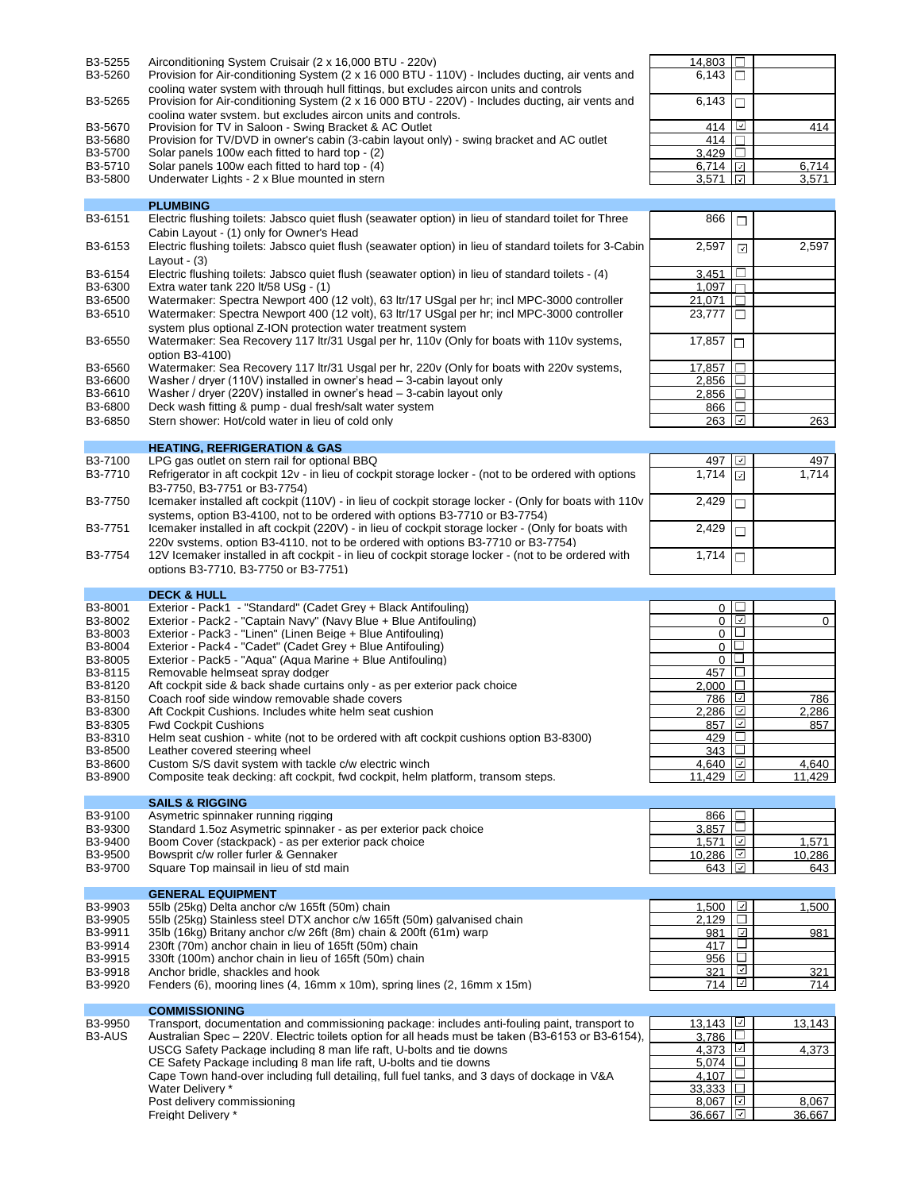| Code | Description | Price | Selected | Total |
|---|---|---|---|---|
| B3-5255 | Airconditioning System Cruisair (2 x 16,000 BTU - 220v) | 14,803 | ☐ | |
| B3-5260 | Provision for Air-conditioning System (2 x 16 000 BTU - 110V) - Includes ducting, air vents and cooling water system with through hull fittings, but excludes aircon units and controls | 6,143 | ☐ | |
| B3-5265 | Provision for Air-conditioning System (2 x 16 000 BTU - 220V) - Includes ducting, air vents and cooling water system, but excludes aircon units and controls. | 6,143 | ☐ | |
| B3-5670 | Provision for TV in Saloon - Swing Bracket & AC Outlet | 414 | ☑ | 414 |
| B3-5680 | Provision for TV/DVD in owner's cabin (3-cabin layout only) - swing bracket and AC outlet | 414 | ☐ | |
| B3-5700 | Solar panels 100w each fitted to hard top - (2) | 3,429 | ☐ | |
| B3-5710 | Solar panels 100w each fitted to hard top - (4) | 6,714 | ☑ | 6,714 |
| B3-5800 | Underwater Lights - 2 x Blue mounted in stern | 3,571 | ☑ | 3,571 |
| | **PLUMBING** | | | |
| B3-6151 | Electric flushing toilets: Jabsco quiet flush (seawater option) in lieu of standard toilet for Three Cabin Layout - (1) only for Owner's Head | 866 | ☐ | |
| B3-6153 | Electric flushing toilets: Jabsco quiet flush (seawater option) in lieu of standard toilets for 3-Cabin Layout - (3) | 2,597 | ☑ | 2,597 |
| B3-6154 | Electric flushing toilets: Jabsco quiet flush (seawater option) in lieu of standard toilets - (4) | 3,451 | ☐ | |
| B3-6300 | Extra water tank 220 lt/58 USg - (1) | 1,097 | ☐ | |
| B3-6500 | Watermaker: Spectra Newport 400 (12 volt), 63 ltr/17 USgal per hr; incl MPC-3000 controller | 21,071 | ☐ | |
| B3-6510 | Watermaker: Spectra Newport 400 (12 volt), 63 ltr/17 USgal per hr; incl MPC-3000 controller system plus optional Z-ION protection water treatment system | 23,777 | ☐ | |
| B3-6550 | Watermaker: Sea Recovery 117 ltr/31 Usgal per hr, 110v (Only for boats with 110v systems, option B3-4100) | 17,857 | ☐ | |
| B3-6560 | Watermaker: Sea Recovery 117 ltr/31 Usgal per hr, 220v (Only for boats with 220v systems, | 17,857 | ☐ | |
| B3-6600 | Washer / dryer (110V) installed in owner's head – 3-cabin layout only | 2,856 | ☐ | |
| B3-6610 | Washer / dryer (220V) installed in owner's head – 3-cabin layout only | 2,856 | ☐ | |
| B3-6800 | Deck wash fitting & pump - dual fresh/salt water system | 866 | ☐ | |
| B3-6850 | Stern shower: Hot/cold water in lieu of cold only | 263 | ☑ | 263 |
| | **HEATING, REFRIGERATION & GAS** | | | |
| B3-7100 | LPG gas outlet on stern rail for optional BBQ | 497 | ☑ | 497 |
| B3-7710 | Refrigerator in aft cockpit 12v - in lieu of cockpit storage locker - (not to be ordered with options B3-7750, B3-7751 or B3-7754) | 1,714 | ☑ | 1,714 |
| B3-7750 | Icemaker installed aft cockpit (110V) - in lieu of cockpit storage locker - (Only for boats with 110v systems, option B3-4100, not to be ordered with options B3-7710 or B3-7754) | 2,429 | ☐ | |
| B3-7751 | Icemaker installed in aft cockpit (220V) - in lieu of cockpit storage locker - (Only for boats with 220v systems, option B3-4110, not to be ordered with options B3-7710 or B3-7754) | 2,429 | ☐ | |
| B3-7754 | 12V Icemaker installed in aft cockpit - in lieu of cockpit storage locker - (not to be ordered with options B3-7710, B3-7750 or B3-7751) | 1,714 | ☐ | |
| | **DECK & HULL** | | | |
| B3-8001 | Exterior - Pack1 - "Standard" (Cadet Grey + Black Antifouling) | 0 | ☐ | |
| B3-8002 | Exterior - Pack2 - "Captain Navy" (Navy Blue + Blue Antifouling) | 0 | ☑ | 0 |
| B3-8003 | Exterior - Pack3 - "Linen" (Linen Beige + Blue Antifouling) | 0 | ☐ | |
| B3-8004 | Exterior - Pack4 - "Cadet" (Cadet Grey + Blue Antifouling) | 0 | ☐ | |
| B3-8005 | Exterior - Pack5 - "Aqua" (Aqua Marine + Blue Antifouling) | 0 | ☐ | |
| B3-8115 | Removable helmseat spray dodger | 457 | ☐ | |
| B3-8120 | Aft cockpit side & back shade curtains only - as per exterior pack choice | 2,000 | ☐ | |
| B3-8150 | Coach roof side window removable shade covers | 786 | ☑ | 786 |
| B3-8300 | Aft Cockpit Cushions. Includes white helm seat cushion | 2,286 | ☑ | 2,286 |
| B3-8305 | Fwd Cockpit Cushions | 857 | ☑ | 857 |
| B3-8310 | Helm seat cushion - white (not to be ordered with aft cockpit cushions option B3-8300) | 429 | ☐ | |
| B3-8500 | Leather covered steering wheel | 343 | ☐ | |
| B3-8600 | Custom S/S davit system with tackle c/w electric winch | 4,640 | ☑ | 4,640 |
| B3-8900 | Composite teak decking: aft cockpit, fwd cockpit, helm platform, transom steps. | 11,429 | ☑ | 11,429 |
| | **SAILS & RIGGING** | | | |
| B3-9100 | Asymetric spinnaker running rigging | 866 | ☐ | |
| B3-9300 | Standard 1.5oz Asymetric spinnaker - as per exterior pack choice | 3,857 | ☐ | |
| B3-9400 | Boom Cover (stackpack) - as per exterior pack choice | 1,571 | ☑ | 1,571 |
| B3-9500 | Bowsprit c/w roller furler & Gennaker | 10,286 | ☑ | 10,286 |
| B3-9700 | Square Top mainsail in lieu of std main | 643 | ☑ | 643 |
| | **GENERAL EQUIPMENT** | | | |
| B3-9903 | 55lb (25kg) Delta anchor c/w 165ft (50m) chain | 1,500 | ☑ | 1,500 |
| B3-9905 | 55lb (25kg) Stainless steel DTX anchor c/w 165ft (50m) galvanised chain | 2,129 | ☐ | |
| B3-9911 | 35lb (16kg) Britany anchor c/w 26ft (8m) chain & 200ft (61m) warp | 981 | ☑ | 981 |
| B3-9914 | 230ft (70m) anchor chain in lieu of 165ft (50m) chain | 417 | ☐ | |
| B3-9915 | 330ft (100m) anchor chain in lieu of 165ft (50m) chain | 956 | ☐ | |
| B3-9918 | Anchor bridle, shackles and hook | 321 | ☑ | 321 |
| B3-9920 | Fenders (6), mooring lines (4, 16mm x 10m), spring lines (2, 16mm x 15m) | 714 | ☑ | 714 |
| | **COMMISSIONING** | | | |
| B3-9950 | Transport, documentation and commissioning package: includes anti-fouling paint, transport to | 13,143 | ☑ | 13,143 |
| B3-AUS | Australian Spec – 220V. Electric toilets option for all heads must be taken (B3-6153 or B3-6154), | 3,786 | ☐ | |
| | USCG Safety Package including 8 man life raft, U-bolts and tie downs | 4,373 | ☑ | 4,373 |
| | CE Safety Package including 8 man life raft, U-bolts and tie downs | 5,074 | ☐ | |
| | Cape Town hand-over including full detailing, full fuel tanks, and 3 days of dockage in V&A | 4,107 | ☐ | |
| | Water Delivery * | 33,333 | ☐ | |
| | Post delivery commissioning | 8,067 | ☑ | 8,067 |
| | Freight Delivery * | 36,667 | ☑ | 36,667 |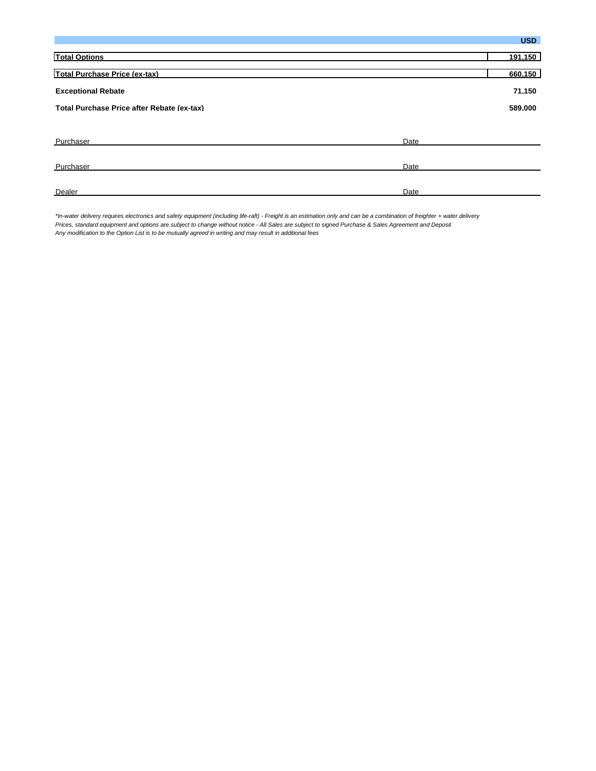| | USD |
|---|---|
| **Total Options** | **191,150** |
| **Total Purchase Price (ex-tax)** | **660,150** |
| **Exceptional Rebate** | **71,150** |
| **Total Purchase Price after Rebate (ex-tax)** | **589,000** |

Purchaser ______________________________ Date ______________

Purchaser ______________________________ Date ______________

Dealer ______________________________ Date ______________

*\*In-water delivery requires electronics and safety equipment (including life-raft) - Freight is an estimation only and can be a combination of freighter + water delivery*
*Prices, standard equipment and options are subject to change without notice - All Sales are subject to signed Purchase & Sales Agreement and Deposit*
*Any modification to the Option List is to be mutually agreed in writing and may result in additional fees*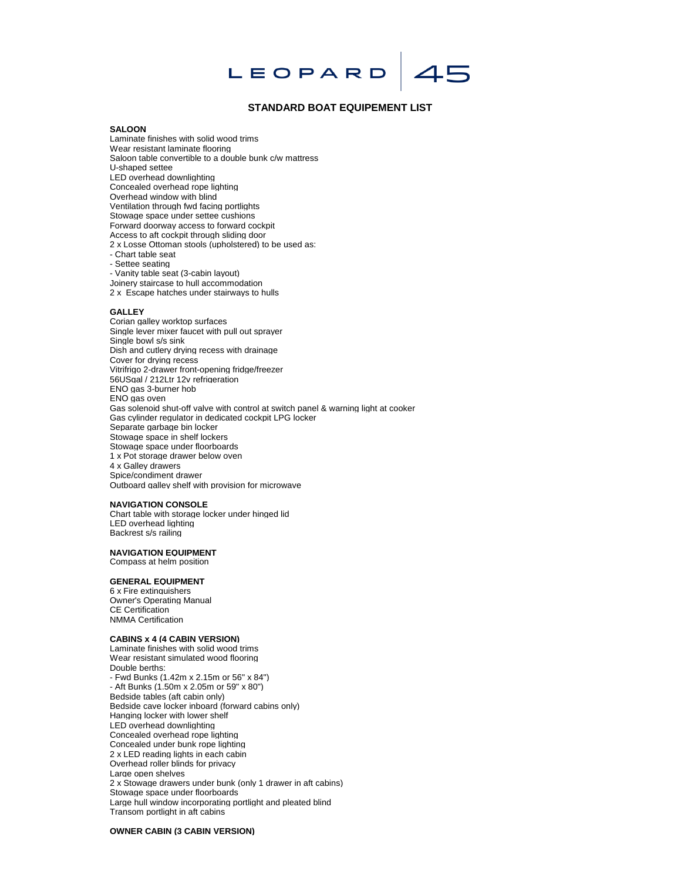# LEOPARD 45

## STANDARD BOAT EQUIPEMENT LIST

### SALOON

Laminate finishes with solid wood trims
Wear resistant laminate flooring
Saloon table convertible to a double bunk c/w mattress
U-shaped settee
LED overhead downlighting
Concealed overhead rope lighting
Overhead window with blind
Ventilation through fwd facing portlights
Stowage space under settee cushions
Forward doorway access to forward cockpit
Access to aft cockpit through sliding door
2 x Losse Ottoman stools (upholstered) to be used as:
- Chart table seat
- Settee seating
- Vanity table seat (3-cabin layout)

Joinery staircase to hull accommodation
2 x Escape hatches under stairways to hulls

### GALLEY

Corian galley worktop surfaces
Single lever mixer faucet with pull out sprayer
Single bowl s/s sink
Dish and cutlery drying recess with drainage
Cover for drying recess
Vitrifrigo 2-drawer front-opening fridge/freezer
56USgal / 212Ltr 12v refrigeration
ENO gas 3-burner hob
ENO gas oven
Gas solenoid shut-off valve with control at switch panel & warning light at cooker
Gas cylinder regulator in dedicated cockpit LPG locker
Separate garbage bin locker
Stowage space in shelf lockers
Stowage space under floorboards
1 x Pot storage drawer below oven
4 x Galley drawers
Spice/condiment drawer
Outboard galley shelf with provision for microwave

### NAVIGATION CONSOLE

Chart table with storage locker under hinged lid
LED overhead lighting
Backrest s/s railing

### NAVIGATION EQUIPMENT

Compass at helm position

### GENERAL EQUIPMENT

6 x Fire extinguishers
Owner's Operating Manual
CE Certification
NMMA Certification

### CABINS x 4 (4 CABIN VERSION)

Laminate finishes with solid wood trims
Wear resistant simulated wood flooring
Double berths:
- Fwd Bunks (1.42m x 2.15m or 56" x 84")
- Aft Bunks (1.50m x 2.05m or 59" x 80")

Bedside tables (aft cabin only)
Bedside cave locker inboard (forward cabins only)
Hanging locker with lower shelf
LED overhead downlighting
Concealed overhead rope lighting
Concealed under bunk rope lighting
2 x LED reading lights in each cabin
Overhead roller blinds for privacy
Large open shelves
2 x Stowage drawers under bunk (only 1 drawer in aft cabins)
Stowage space under floorboards
Large hull window incorporating portlight and pleated blind
Transom portlight in aft cabins

### OWNER CABIN (3 CABIN VERSION)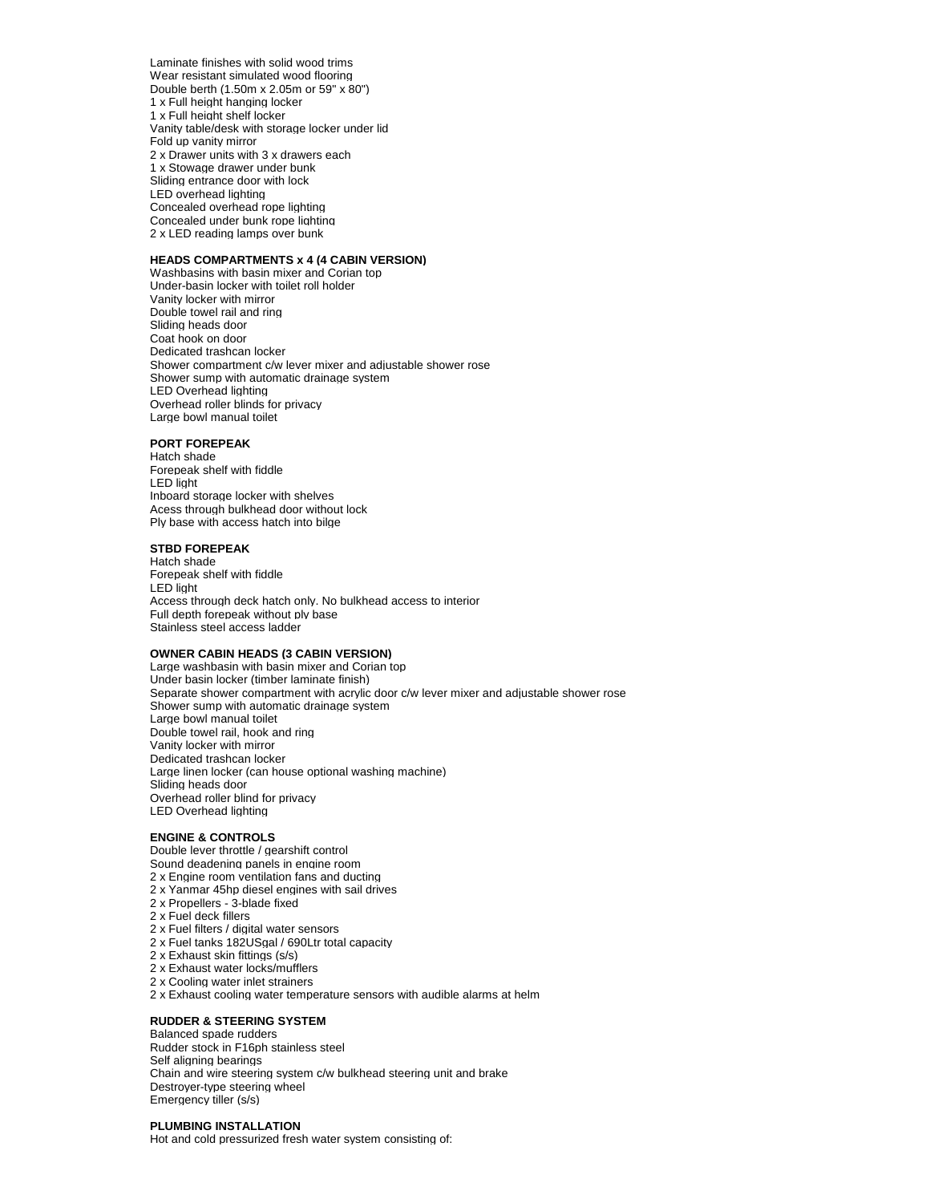Laminate finishes with solid wood trims
Wear resistant simulated wood flooring
Double berth (1.50m x 2.05m or 59" x 80")
1 x Full height hanging locker
1 x Full height shelf locker
Vanity table/desk with storage locker under lid
Fold up vanity mirror
2 x Drawer units with 3 x drawers each
1 x Stowage drawer under bunk
Sliding entrance door with lock
LED overhead lighting
Concealed overhead rope lighting
Concealed under bunk rope lighting
2 x LED reading lamps over bunk

**HEADS COMPARTMENTS x 4 (4 CABIN VERSION)**
Washbasins with basin mixer and Corian top
Under-basin locker with toilet roll holder
Vanity locker with mirror
Double towel rail and ring
Sliding heads door
Coat hook on door
Dedicated trashcan locker
Shower compartment c/w lever mixer and adjustable shower rose
Shower sump with automatic drainage system
LED Overhead lighting
Overhead roller blinds for privacy
Large bowl manual toilet

**PORT FOREPEAK**
Hatch shade
Forepeak shelf with fiddle
LED light
Inboard storage locker with shelves
Acess through bulkhead door without lock
Ply base with access hatch into bilge

**STBD FOREPEAK**
Hatch shade
Forepeak shelf with fiddle
LED light
Access through deck hatch only. No bulkhead access to interior
Full depth forepeak without ply base
Stainless steel access ladder

**OWNER CABIN HEADS (3 CABIN VERSION)**
Large washbasin with basin mixer and Corian top
Under basin locker (timber laminate finish)
Separate shower compartment with acrylic door c/w lever mixer and adjustable shower rose
Shower sump with automatic drainage system
Large bowl manual toilet
Double towel rail, hook and ring
Vanity locker with mirror
Dedicated trashcan locker
Large linen locker (can house optional washing machine)
Sliding heads door
Overhead roller blind for privacy
LED Overhead lighting

**ENGINE & CONTROLS**
Double lever throttle / gearshift control
Sound deadening panels in engine room
2 x Engine room ventilation fans and ducting
2 x Yanmar 45hp diesel engines with sail drives
2 x Propellers - 3-blade fixed
2 x Fuel deck fillers
2 x Fuel filters / digital water sensors
2 x Fuel tanks 182USgal / 690Ltr total capacity
2 x Exhaust skin fittings (s/s)
2 x Exhaust water locks/mufflers
2 x Cooling water inlet strainers
2 x Exhaust cooling water temperature sensors with audible alarms at helm

**RUDDER & STEERING SYSTEM**
Balanced spade rudders
Rudder stock in F16ph stainless steel
Self aligning bearings
Chain and wire steering system c/w bulkhead steering unit and brake
Destroyer-type steering wheel
Emergency tiller (s/s)

**PLUMBING INSTALLATION**
Hot and cold pressurized fresh water system consisting of: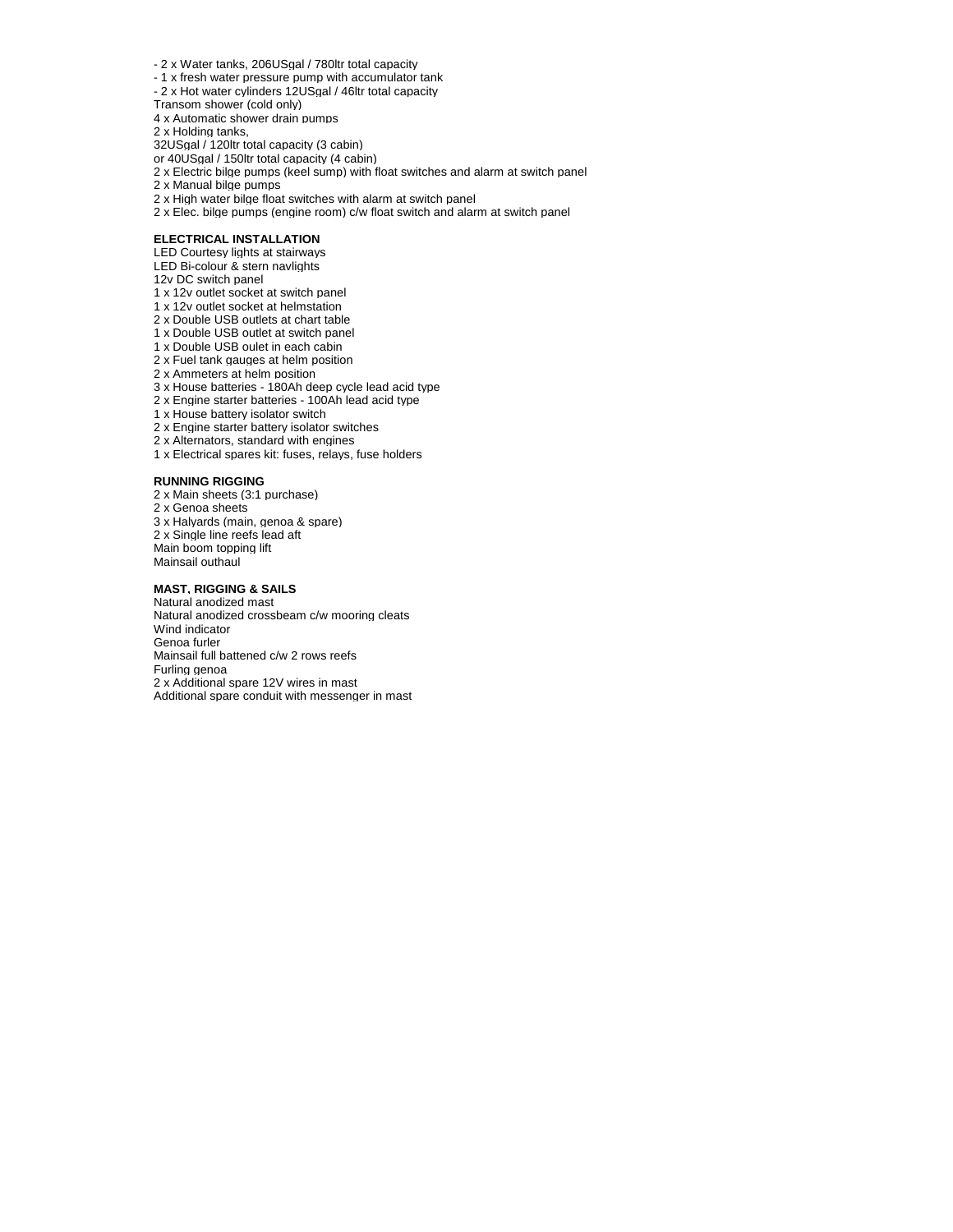- 2 x Water tanks, 206USgal / 780ltr total capacity
- 1 x fresh water pressure pump with accumulator tank
- 2 x Hot water cylinders 12USgal / 46ltr total capacity

Transom shower (cold only)
4 x Automatic shower drain pumps
2 x Holding tanks,
32USgal / 120ltr total capacity (3 cabin)
or 40USgal / 150ltr total capacity (4 cabin)
2 x Electric bilge pumps (keel sump) with float switches and alarm at switch panel
2 x Manual bilge pumps
2 x High water bilge float switches with alarm at switch panel
2 x Elec. bilge pumps (engine room) c/w float switch and alarm at switch panel

**ELECTRICAL INSTALLATION**

LED Courtesy lights at stairways
LED Bi-colour & stern navlights
12v DC switch panel
1 x 12v outlet socket at switch panel
1 x 12v outlet socket at helmstation
2 x Double USB outlets at chart table
1 x Double USB outlet at switch panel
1 x Double USB oulet in each cabin
2 x Fuel tank gauges at helm position
2 x Ammeters at helm position
3 x House batteries - 180Ah deep cycle lead acid type
2 x Engine starter batteries - 100Ah lead acid type
1 x House battery isolator switch
2 x Engine starter battery isolator switches
2 x Alternators, standard with engines
1 x Electrical spares kit: fuses, relays, fuse holders

**RUNNING RIGGING**

2 x Main sheets (3:1 purchase)
2 x Genoa sheets
3 x Halyards (main, genoa & spare)
2 x Single line reefs lead aft
Main boom topping lift
Mainsail outhaul

**MAST, RIGGING & SAILS**

Natural anodized mast
Natural anodized crossbeam c/w mooring cleats
Wind indicator
Genoa furler
Mainsail full battened c/w 2 rows reefs
Furling genoa
2 x Additional spare 12V wires in mast
Additional spare conduit with messenger in mast